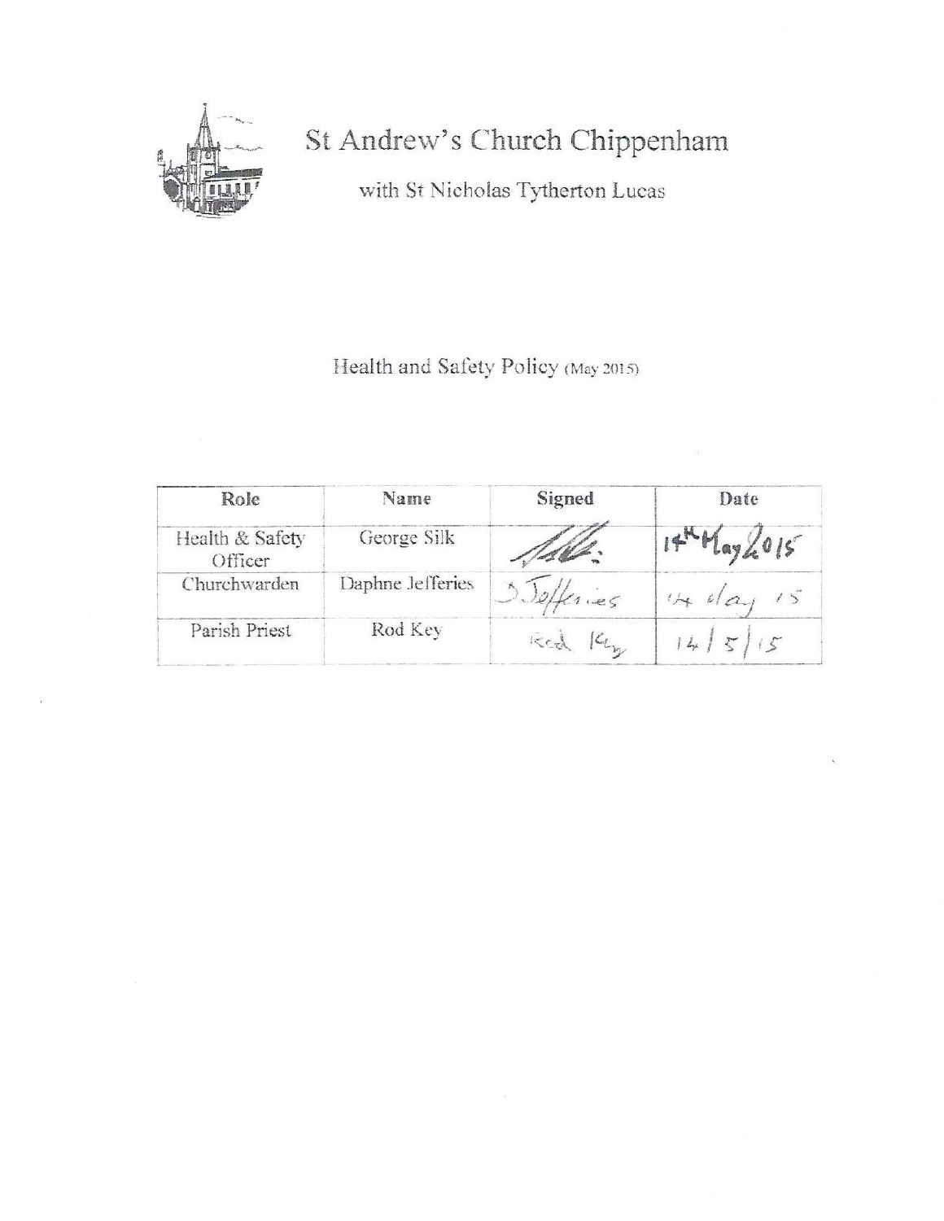# St Andrew's Church Chippenham

with St Nicholas Tytherton Lucas

## Health and Safety Policy (May 2015)

| Role | Name | Signed | Date |
|---|---|---|---|
| Health & Safety Officer | George Silk | | 14th May 2015 |
| Churchwarden | Daphne Jefferies | D Jefferies | 14 May 15 |
| Parish Priest | Rod Key | Rod Key | 14/5/15 |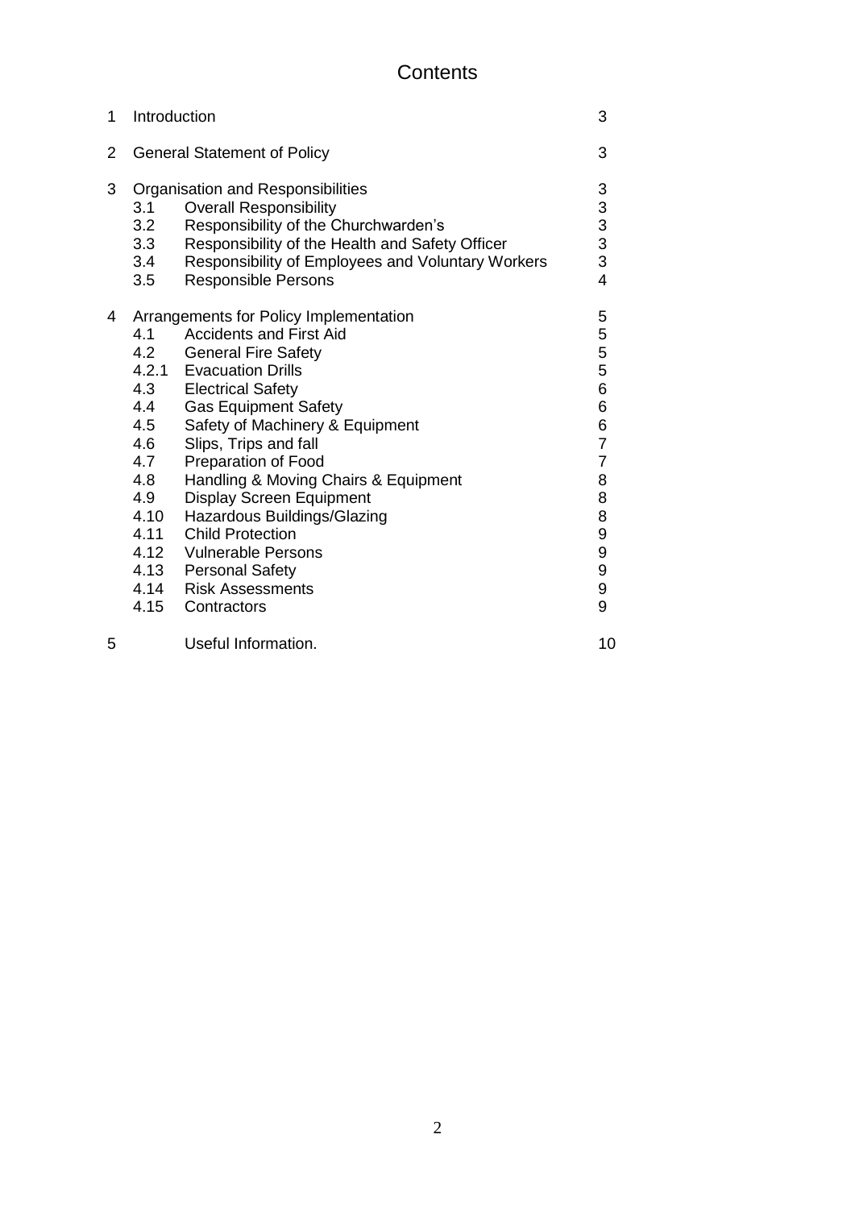# Contents

| | | | |
|---|---|---|---|
| 1 | Introduction | | 3 |
| 2 | General Statement of Policy | | 3 |
| 3 | Organisation and Responsibilities | | 3 |
| | 3.1 | Overall Responsibility | 3 |
| | 3.2 | Responsibility of the Churchwarden's | 3 |
| | 3.3 | Responsibility of the Health and Safety Officer | 3 |
| | 3.4 | Responsibility of Employees and Voluntary Workers | 3 |
| | 3.5 | Responsible Persons | 4 |
| 4 | Arrangements for Policy Implementation | | 5 |
| | 4.1 | Accidents and First Aid | 5 |
| | 4.2 | General Fire Safety | 5 |
| | 4.2.1 | Evacuation Drills | 5 |
| | 4.3 | Electrical Safety | 6 |
| | 4.4 | Gas Equipment Safety | 6 |
| | 4.5 | Safety of Machinery & Equipment | 6 |
| | 4.6 | Slips, Trips and fall | 7 |
| | 4.7 | Preparation of Food | 7 |
| | 4.8 | Handling & Moving Chairs & Equipment | 8 |
| | 4.9 | Display Screen Equipment | 8 |
| | 4.10 | Hazardous Buildings/Glazing | 8 |
| | 4.11 | Child Protection | 9 |
| | 4.12 | Vulnerable Persons | 9 |
| | 4.13 | Personal Safety | 9 |
| | 4.14 | Risk Assessments | 9 |
| | 4.15 | Contractors | 9 |
| 5 | | Useful Information. | 10 |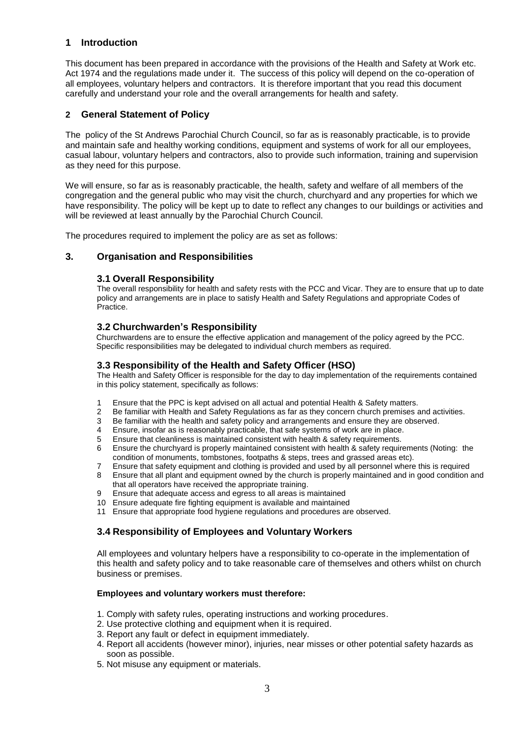## 1 Introduction

This document has been prepared in accordance with the provisions of the Health and Safety at Work etc. Act 1974 and the regulations made under it. The success of this policy will depend on the co-operation of all employees, voluntary helpers and contractors. It is therefore important that you read this document carefully and understand your role and the overall arrangements for health and safety.

## 2 General Statement of Policy

The policy of the St Andrews Parochial Church Council, so far as is reasonably practicable, is to provide and maintain safe and healthy working conditions, equipment and systems of work for all our employees, casual labour, voluntary helpers and contractors, also to provide such information, training and supervision as they need for this purpose.

We will ensure, so far as is reasonably practicable, the health, safety and welfare of all members of the congregation and the general public who may visit the church, churchyard and any properties for which we have responsibility. The policy will be kept up to date to reflect any changes to our buildings or activities and will be reviewed at least annually by the Parochial Church Council.

The procedures required to implement the policy are as set as follows:

## 3. Organisation and Responsibilities

### 3.1 Overall Responsibility

The overall responsibility for health and safety rests with the PCC and Vicar. They are to ensure that up to date policy and arrangements are in place to satisfy Health and Safety Regulations and appropriate Codes of Practice.

### 3.2 Churchwarden's Responsibility

Churchwardens are to ensure the effective application and management of the policy agreed by the PCC. Specific responsibilities may be delegated to individual church members as required.

### 3.3 Responsibility of the Health and Safety Officer (HSO)

The Health and Safety Officer is responsible for the day to day implementation of the requirements contained in this policy statement, specifically as follows:

1. Ensure that the PPC is kept advised on all actual and potential Health & Safety matters.
2. Be familiar with Health and Safety Regulations as far as they concern church premises and activities.
3. Be familiar with the health and safety policy and arrangements and ensure they are observed.
4. Ensure, insofar as is reasonably practicable, that safe systems of work are in place.
5. Ensure that cleanliness is maintained consistent with health & safety requirements.
6. Ensure the churchyard is properly maintained consistent with health & safety requirements (Noting: the condition of monuments, tombstones, footpaths & steps, trees and grassed areas etc).
7. Ensure that safety equipment and clothing is provided and used by all personnel where this is required
8. Ensure that all plant and equipment owned by the church is properly maintained and in good condition and that all operators have received the appropriate training.
9. Ensure that adequate access and egress to all areas is maintained
10. Ensure adequate fire fighting equipment is available and maintained
11. Ensure that appropriate food hygiene regulations and procedures are observed.

### 3.4 Responsibility of Employees and Voluntary Workers

All employees and voluntary helpers have a responsibility to co-operate in the implementation of this health and safety policy and to take reasonable care of themselves and others whilst on church business or premises.

**Employees and voluntary workers must therefore:**

1. Comply with safety rules, operating instructions and working procedures.
2. Use protective clothing and equipment when it is required.
3. Report any fault or defect in equipment immediately.
4. Report all accidents (however minor), injuries, near misses or other potential safety hazards as soon as possible.
5. Not misuse any equipment or materials.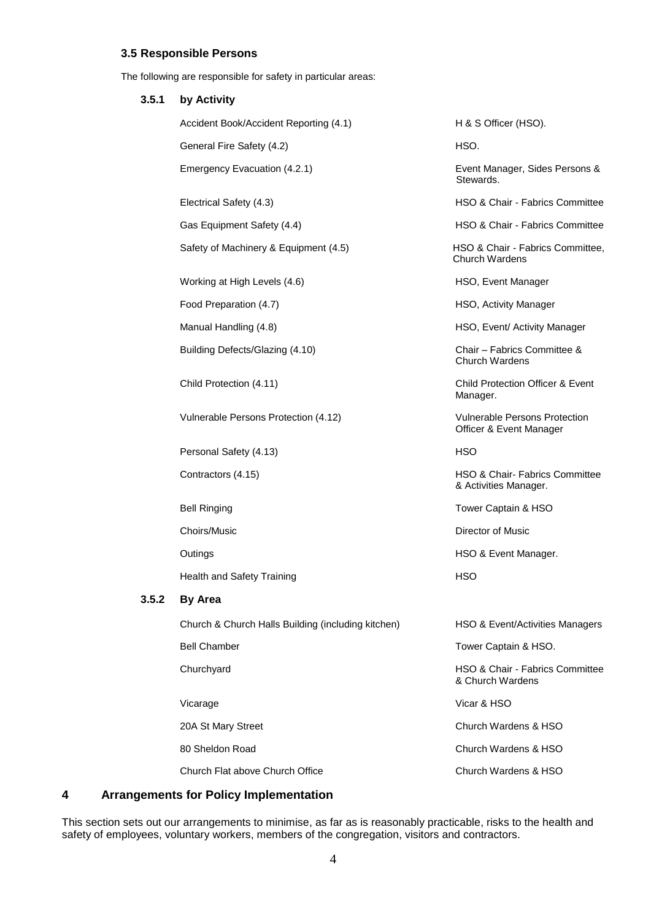### 3.5 Responsible Persons

The following are responsible for safety in particular areas:

#### 3.5.1 by Activity

| Activity | Responsible |
|---|---|
| Accident Book/Accident Reporting (4.1) | H & S Officer (HSO). |
| General Fire Safety (4.2) | HSO. |
| Emergency Evacuation (4.2.1) | Event Manager, Sides Persons & Stewards. |
| Electrical Safety (4.3) | HSO & Chair - Fabrics Committee |
| Gas Equipment Safety (4.4) | HSO & Chair - Fabrics Committee |
| Safety of Machinery & Equipment (4.5) | HSO & Chair - Fabrics Committee, Church Wardens |
| Working at High Levels (4.6) | HSO, Event Manager |
| Food Preparation (4.7) | HSO, Activity Manager |
| Manual Handling (4.8) | HSO, Event/ Activity Manager |
| Building Defects/Glazing (4.10) | Chair – Fabrics Committee & Church Wardens |
| Child Protection (4.11) | Child Protection Officer & Event Manager. |
| Vulnerable Persons Protection (4.12) | Vulnerable Persons Protection Officer & Event Manager |
| Personal Safety (4.13) | HSO |
| Contractors (4.15) | HSO & Chair- Fabrics Committee & Activities Manager. |
| Bell Ringing | Tower Captain & HSO |
| Choirs/Music | Director of Music |
| Outings | HSO & Event Manager. |
| Health and Safety Training | HSO |

#### 3.5.2 By Area

| Area | Responsible |
|---|---|
| Church & Church Halls Building (including kitchen) | HSO & Event/Activities Managers |
| Bell Chamber | Tower Captain & HSO. |
| Churchyard | HSO & Chair - Fabrics Committee & Church Wardens |
| Vicarage | Vicar & HSO |
| 20A St Mary Street | Church Wardens & HSO |
| 80 Sheldon Road | Church Wardens & HSO |
| Church Flat above Church Office | Church Wardens & HSO |

## 4 Arrangements for Policy Implementation

This section sets out our arrangements to minimise, as far as is reasonably practicable, risks to the health and safety of employees, voluntary workers, members of the congregation, visitors and contractors.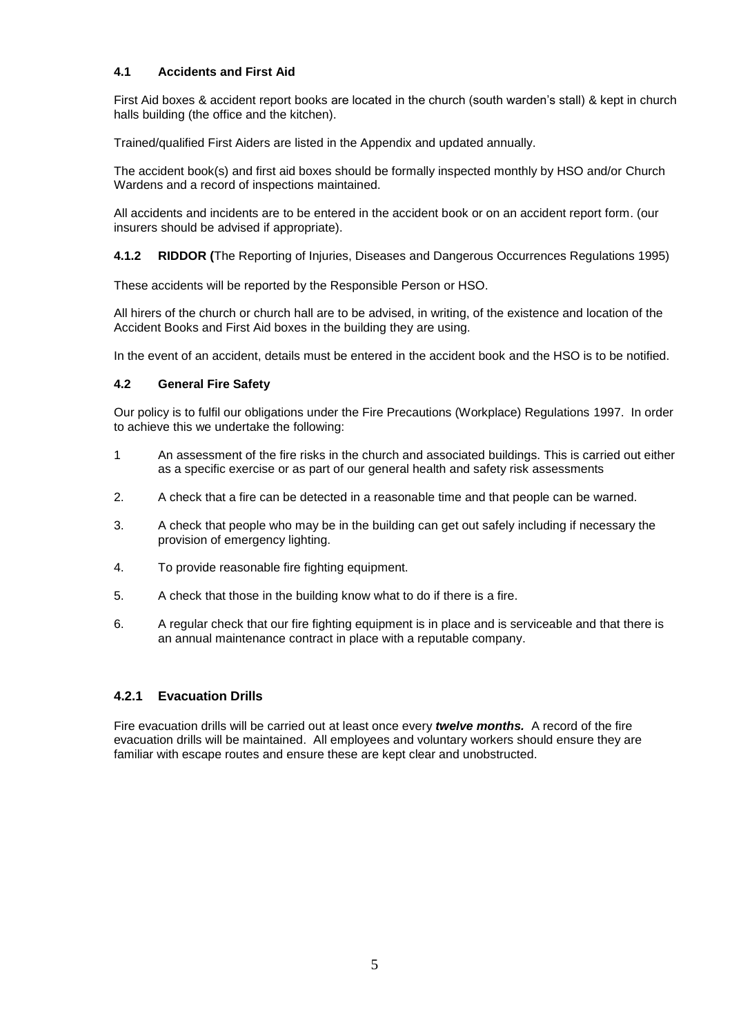### 4.1 Accidents and First Aid

First Aid boxes & accident report books are located in the church (south warden's stall) & kept in church halls building (the office and the kitchen).

Trained/qualified First Aiders are listed in the Appendix and updated annually.

The accident book(s) and first aid boxes should be formally inspected monthly by HSO and/or Church Wardens and a record of inspections maintained.

All accidents and incidents are to be entered in the accident book or on an accident report form. (our insurers should be advised if appropriate).

**4.1.2 RIDDOR (**The Reporting of Injuries, Diseases and Dangerous Occurrences Regulations 1995)

These accidents will be reported by the Responsible Person or HSO.

All hirers of the church or church hall are to be advised, in writing, of the existence and location of the Accident Books and First Aid boxes in the building they are using.

In the event of an accident, details must be entered in the accident book and the HSO is to be notified.

### 4.2 General Fire Safety

Our policy is to fulfil our obligations under the Fire Precautions (Workplace) Regulations 1997. In order to achieve this we undertake the following:

1. An assessment of the fire risks in the church and associated buildings. This is carried out either as a specific exercise or as part of our general health and safety risk assessments
2. A check that a fire can be detected in a reasonable time and that people can be warned.
3. A check that people who may be in the building can get out safely including if necessary the provision of emergency lighting.
4. To provide reasonable fire fighting equipment.
5. A check that those in the building know what to do if there is a fire.
6. A regular check that our fire fighting equipment is in place and is serviceable and that there is an annual maintenance contract in place with a reputable company.

### 4.2.1 Evacuation Drills

Fire evacuation drills will be carried out at least once every ***twelve months.*** A record of the fire evacuation drills will be maintained. All employees and voluntary workers should ensure they are familiar with escape routes and ensure these are kept clear and unobstructed.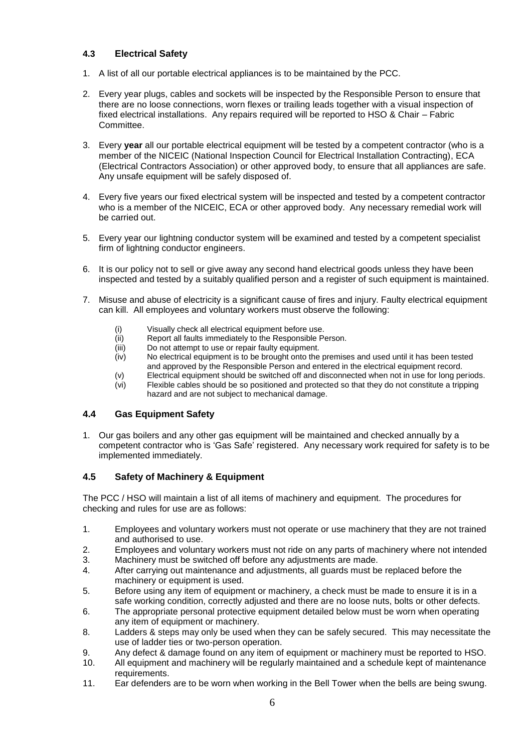### 4.3 Electrical Safety

1. A list of all our portable electrical appliances is to be maintained by the PCC.

2. Every year plugs, cables and sockets will be inspected by the Responsible Person to ensure that there are no loose connections, worn flexes or trailing leads together with a visual inspection of fixed electrical installations. Any repairs required will be reported to HSO & Chair – Fabric Committee.

3. Every **year** all our portable electrical equipment will be tested by a competent contractor (who is a member of the NICEIC (National Inspection Council for Electrical Installation Contracting), ECA (Electrical Contractors Association) or other approved body, to ensure that all appliances are safe. Any unsafe equipment will be safely disposed of.

4. Every five years our fixed electrical system will be inspected and tested by a competent contractor who is a member of the NICEIC, ECA or other approved body. Any necessary remedial work will be carried out.

5. Every year our lightning conductor system will be examined and tested by a competent specialist firm of lightning conductor engineers.

6. It is our policy not to sell or give away any second hand electrical goods unless they have been inspected and tested by a suitably qualified person and a register of such equipment is maintained.

7. Misuse and abuse of electricity is a significant cause of fires and injury. Faulty electrical equipment can kill. All employees and voluntary workers must observe the following:

   (i) Visually check all electrical equipment before use.
   (ii) Report all faults immediately to the Responsible Person.
   (iii) Do not attempt to use or repair faulty equipment.
   (iv) No electrical equipment is to be brought onto the premises and used until it has been tested and approved by the Responsible Person and entered in the electrical equipment record.
   (v) Electrical equipment should be switched off and disconnected when not in use for long periods.
   (vi) Flexible cables should be so positioned and protected so that they do not constitute a tripping hazard and are not subject to mechanical damage.

### 4.4 Gas Equipment Safety

1. Our gas boilers and any other gas equipment will be maintained and checked annually by a competent contractor who is 'Gas Safe' registered. Any necessary work required for safety is to be implemented immediately.

### 4.5 Safety of Machinery & Equipment

The PCC / HSO will maintain a list of all items of machinery and equipment. The procedures for checking and rules for use are as follows:

1. Employees and voluntary workers must not operate or use machinery that they are not trained and authorised to use.
2. Employees and voluntary workers must not ride on any parts of machinery where not intended
3. Machinery must be switched off before any adjustments are made.
4. After carrying out maintenance and adjustments, all guards must be replaced before the machinery or equipment is used.
5. Before using any item of equipment or machinery, a check must be made to ensure it is in a safe working condition, correctly adjusted and there are no loose nuts, bolts or other defects.
6. The appropriate personal protective equipment detailed below must be worn when operating any item of equipment or machinery.
8. Ladders & steps may only be used when they can be safely secured. This may necessitate the use of ladder ties or two-person operation.
9. Any defect & damage found on any item of equipment or machinery must be reported to HSO.
10. All equipment and machinery will be regularly maintained and a schedule kept of maintenance requirements.
11. Ear defenders are to be worn when working in the Bell Tower when the bells are being swung.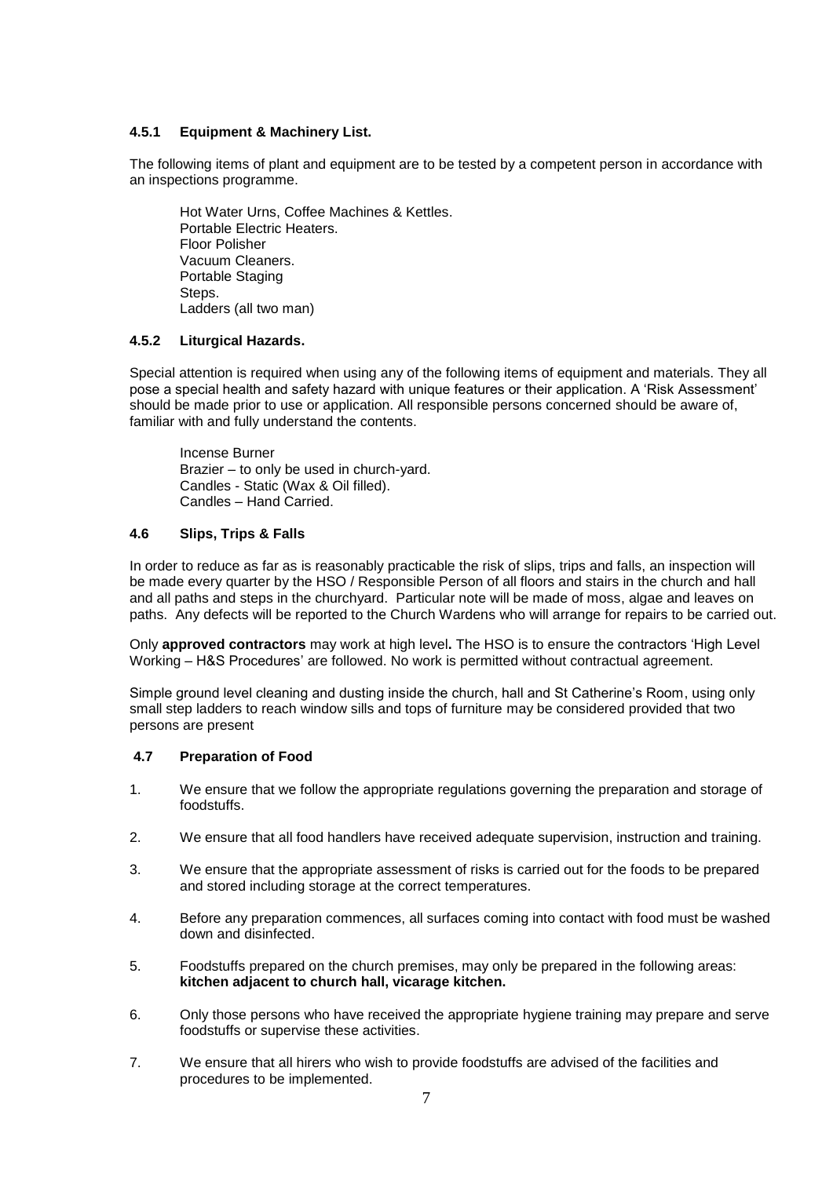#### 4.5.1 Equipment & Machinery List.

The following items of plant and equipment are to be tested by a competent person in accordance with an inspections programme.

Hot Water Urns, Coffee Machines & Kettles.
Portable Electric Heaters.
Floor Polisher
Vacuum Cleaners.
Portable Staging
Steps.
Ladders (all two man)

#### 4.5.2 Liturgical Hazards.

Special attention is required when using any of the following items of equipment and materials. They all pose a special health and safety hazard with unique features or their application. A 'Risk Assessment' should be made prior to use or application. All responsible persons concerned should be aware of, familiar with and fully understand the contents.

Incense Burner
Brazier – to only be used in church-yard.
Candles - Static (Wax & Oil filled).
Candles – Hand Carried.

### 4.6 Slips, Trips & Falls

In order to reduce as far as is reasonably practicable the risk of slips, trips and falls, an inspection will be made every quarter by the HSO / Responsible Person of all floors and stairs in the church and hall and all paths and steps in the churchyard. Particular note will be made of moss, algae and leaves on paths. Any defects will be reported to the Church Wardens who will arrange for repairs to be carried out.

Only **approved contractors** may work at high level**.** The HSO is to ensure the contractors 'High Level Working – H&S Procedures' are followed. No work is permitted without contractual agreement.

Simple ground level cleaning and dusting inside the church, hall and St Catherine's Room, using only small step ladders to reach window sills and tops of furniture may be considered provided that two persons are present

### 4.7 Preparation of Food

1. We ensure that we follow the appropriate regulations governing the preparation and storage of foodstuffs.

2. We ensure that all food handlers have received adequate supervision, instruction and training.

3. We ensure that the appropriate assessment of risks is carried out for the foods to be prepared and stored including storage at the correct temperatures.

4. Before any preparation commences, all surfaces coming into contact with food must be washed down and disinfected.

5. Foodstuffs prepared on the church premises, may only be prepared in the following areas: **kitchen adjacent to church hall, vicarage kitchen.**

6. Only those persons who have received the appropriate hygiene training may prepare and serve foodstuffs or supervise these activities.

7. We ensure that all hirers who wish to provide foodstuffs are advised of the facilities and procedures to be implemented.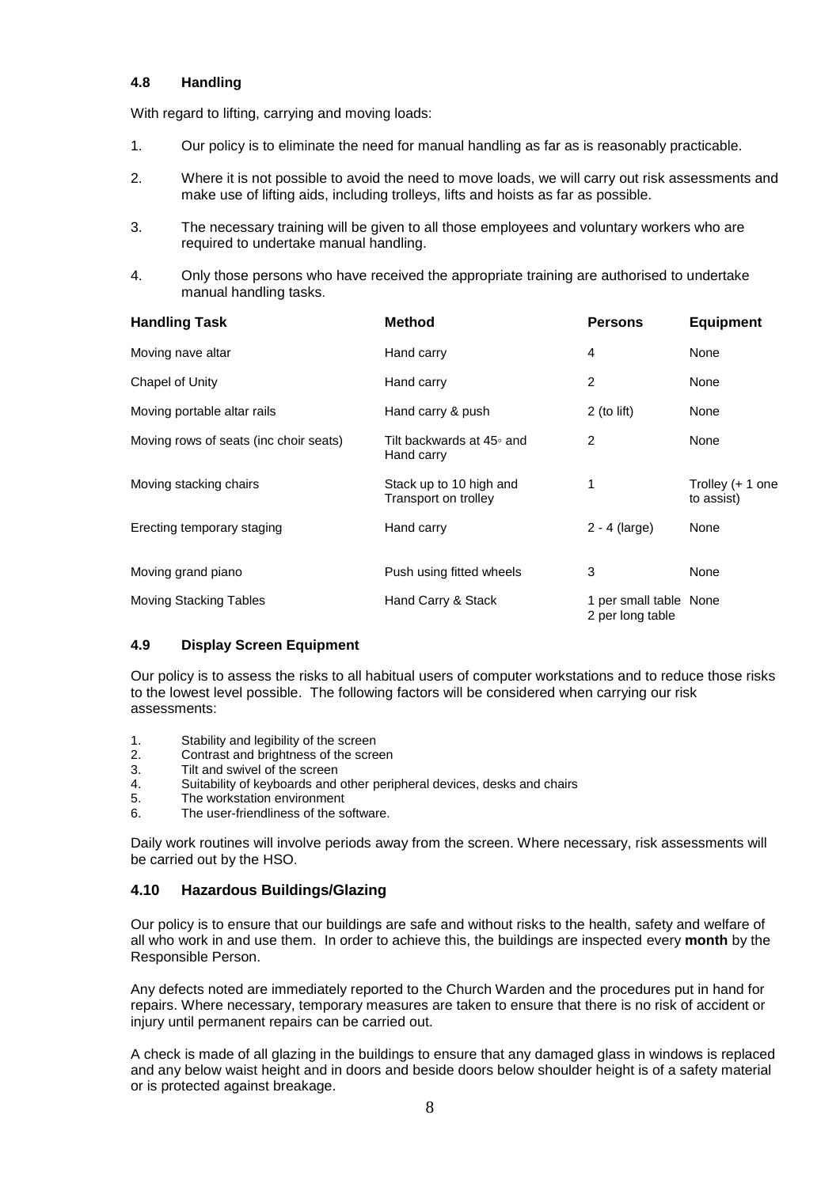### 4.8 Handling

With regard to lifting, carrying and moving loads:

1. Our policy is to eliminate the need for manual handling as far as is reasonably practicable.

2. Where it is not possible to avoid the need to move loads, we will carry out risk assessments and make use of lifting aids, including trolleys, lifts and hoists as far as possible.

3. The necessary training will be given to all those employees and voluntary workers who are required to undertake manual handling.

4. Only those persons who have received the appropriate training are authorised to undertake manual handling tasks.

| Handling Task | Method | Persons | Equipment |
|---|---|---|---|
| Moving nave altar | Hand carry | 4 | None |
| Chapel of Unity | Hand carry | 2 | None |
| Moving portable altar rails | Hand carry & push | 2 (to lift) | None |
| Moving rows of seats (inc choir seats) | Tilt backwards at 45◦ and Hand carry | 2 | None |
| Moving stacking chairs | Stack up to 10 high and Transport on trolley | 1 | Trolley (+ 1 one to assist) |
| Erecting temporary staging | Hand carry | 2 - 4 (large) | None |
| Moving grand piano | Push using fitted wheels | 3 | None |
| Moving Stacking Tables | Hand Carry & Stack | 1 per small table 2 per long table | None |

### 4.9 Display Screen Equipment

Our policy is to assess the risks to all habitual users of computer workstations and to reduce those risks to the lowest level possible. The following factors will be considered when carrying our risk assessments:

1. Stability and legibility of the screen
2. Contrast and brightness of the screen
3. Tilt and swivel of the screen
4. Suitability of keyboards and other peripheral devices, desks and chairs
5. The workstation environment
6. The user-friendliness of the software.

Daily work routines will involve periods away from the screen. Where necessary, risk assessments will be carried out by the HSO.

### 4.10 Hazardous Buildings/Glazing

Our policy is to ensure that our buildings are safe and without risks to the health, safety and welfare of all who work in and use them. In order to achieve this, the buildings are inspected every **month** by the Responsible Person.

Any defects noted are immediately reported to the Church Warden and the procedures put in hand for repairs. Where necessary, temporary measures are taken to ensure that there is no risk of accident or injury until permanent repairs can be carried out.

A check is made of all glazing in the buildings to ensure that any damaged glass in windows is replaced and any below waist height and in doors and beside doors below shoulder height is of a safety material or is protected against breakage.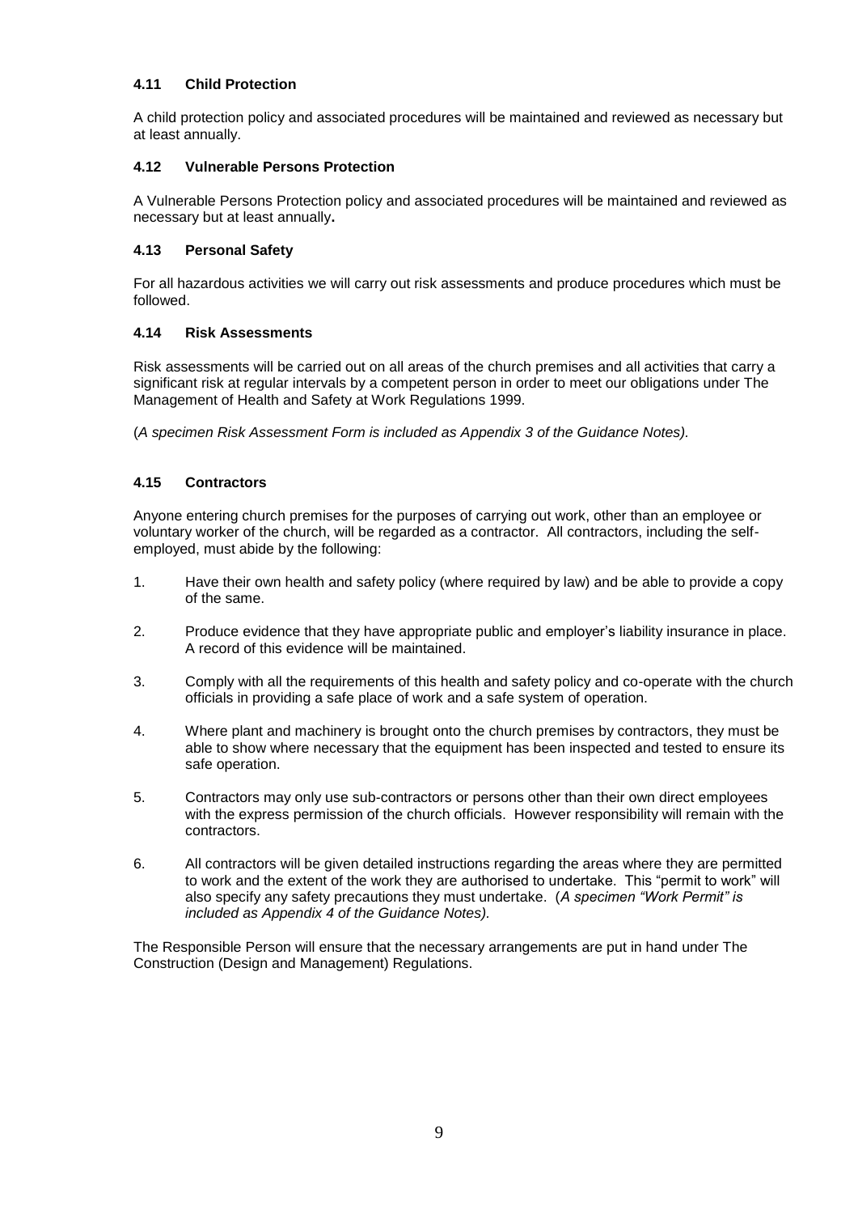### 4.11 Child Protection

A child protection policy and associated procedures will be maintained and reviewed as necessary but at least annually.

### 4.12 Vulnerable Persons Protection

A Vulnerable Persons Protection policy and associated procedures will be maintained and reviewed as necessary but at least annually**.**

### 4.13 Personal Safety

For all hazardous activities we will carry out risk assessments and produce procedures which must be followed.

### 4.14 Risk Assessments

Risk assessments will be carried out on all areas of the church premises and all activities that carry a significant risk at regular intervals by a competent person in order to meet our obligations under The Management of Health and Safety at Work Regulations 1999.

(*A specimen Risk Assessment Form is included as Appendix 3 of the Guidance Notes).*

### 4.15 Contractors

Anyone entering church premises for the purposes of carrying out work, other than an employee or voluntary worker of the church, will be regarded as a contractor. All contractors, including the self-employed, must abide by the following:

1. Have their own health and safety policy (where required by law) and be able to provide a copy of the same.
2. Produce evidence that they have appropriate public and employer's liability insurance in place. A record of this evidence will be maintained.
3. Comply with all the requirements of this health and safety policy and co-operate with the church officials in providing a safe place of work and a safe system of operation.
4. Where plant and machinery is brought onto the church premises by contractors, they must be able to show where necessary that the equipment has been inspected and tested to ensure its safe operation.
5. Contractors may only use sub-contractors or persons other than their own direct employees with the express permission of the church officials. However responsibility will remain with the contractors.
6. All contractors will be given detailed instructions regarding the areas where they are permitted to work and the extent of the work they are authorised to undertake. This "permit to work" will also specify any safety precautions they must undertake. (*A specimen "Work Permit" is included as Appendix 4 of the Guidance Notes).*

The Responsible Person will ensure that the necessary arrangements are put in hand under The Construction (Design and Management) Regulations.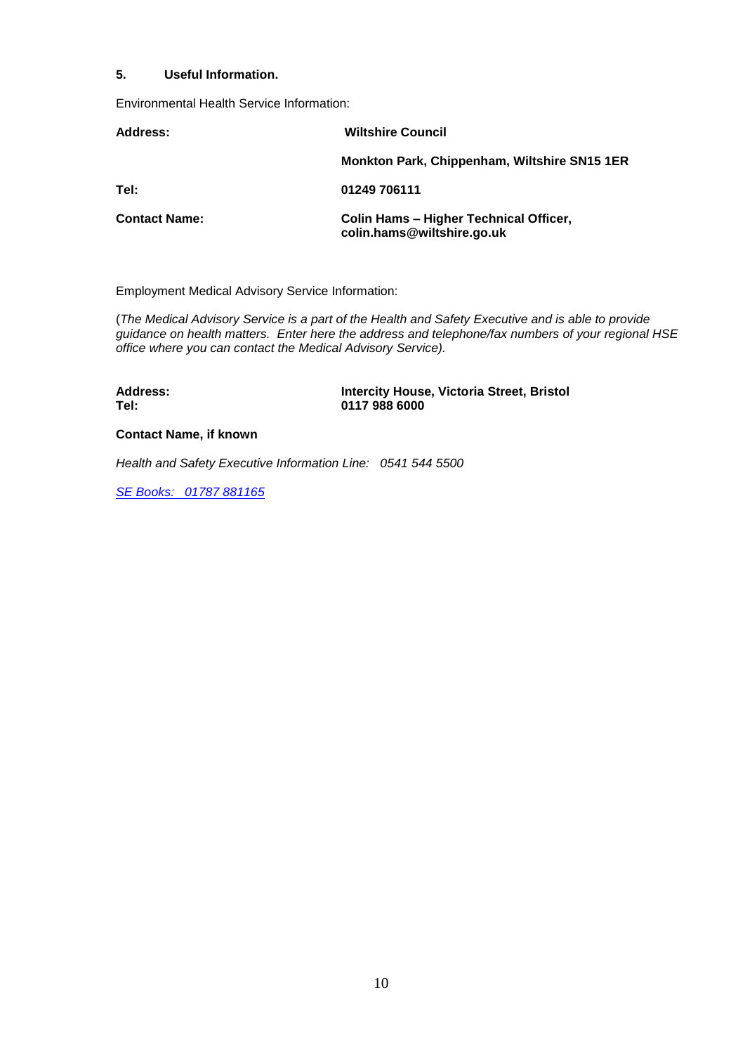## 5. Useful Information.

Environmental Health Service Information:

| | |
|---|---|
| **Address:** | **Wiltshire Council** |
| | **Monkton Park, Chippenham, Wiltshire SN15 1ER** |
| **Tel:** | **01249 706111** |
| **Contact Name:** | **Colin Hams – Higher Technical Officer, colin.hams@wiltshire.go.uk** |

Employment Medical Advisory Service Information:

(*The Medical Advisory Service is a part of the Health and Safety Executive and is able to provide guidance on health matters. Enter here the address and telephone/fax numbers of your regional HSE office where you can contact the Medical Advisory Service).*

| | |
|---|---|
| **Address:** | **Intercity House, Victoria Street, Bristol** |
| **Tel:** | **0117 988 6000** |

**Contact Name, if known**

*Health and Safety Executive Information Line: 0541 544 5500*

*SE Books: 01787 881165*